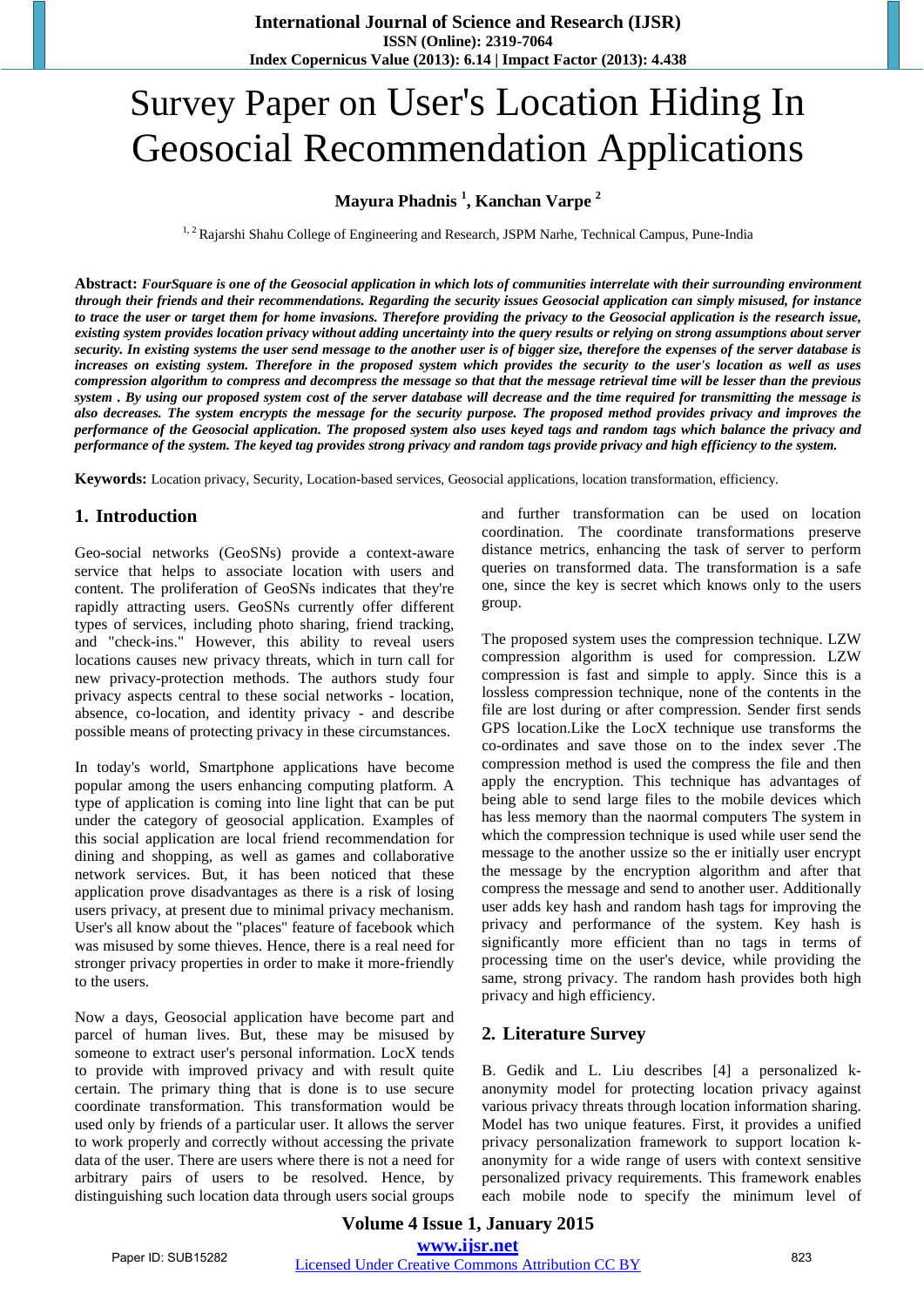# Survey Paper on User's Location Hiding In Geosocial Recommendation Applications

**Mayura Phadnis [1], Kanchan Varpe [2]**

[1, 2] Rajarshi Shahu College of Engineering and Research, JSPM Narhe, Technical Campus, Pune-India

**Abstract:** ***FourSquare is one of the Geosocial application in which lots of communities interrelate with their surrounding environment through their friends and their recommendations. Regarding the security issues Geosocial application can simply misused, for instance to trace the user or target them for home invasions. Therefore providing the privacy to the Geosocial application is the research issue, existing system provides location privacy without adding uncertainty into the query results or relying on strong assumptions about server security. In existing systems the user send message to the another user is of bigger size, therefore the expenses of the server database is increases on existing system. Therefore in the proposed system which provides the security to the user's location as well as uses compression algorithm to compress and decompress the message so that that the message retrieval time will be lesser than the previous system . By using our proposed system cost of the server database will decrease and the time required for transmitting the message is also decreases. The system encrypts the message for the security purpose. The proposed method provides privacy and improves the performance of the Geosocial application. The proposed system also uses keyed tags and random tags which balance the privacy and performance of the system. The keyed tag provides strong privacy and random tags provide privacy and high efficiency to the system.***

**Keywords:** Location privacy, Security, Location-based services, Geosocial applications, location transformation, efficiency.

## 1. Introduction

Geo-social networks (GeoSNs) provide a context-aware service that helps to associate location with users and content. The proliferation of GeoSNs indicates that they're rapidly attracting users. GeoSNs currently offer different types of services, including photo sharing, friend tracking, and "check-ins." However, this ability to reveal users locations causes new privacy threats, which in turn call for new privacy-protection methods. The authors study four privacy aspects central to these social networks - location, absence, co-location, and identity privacy - and describe possible means of protecting privacy in these circumstances.

In today's world, Smartphone applications have become popular among the users enhancing computing platform. A type of application is coming into line light that can be put under the category of geosocial application. Examples of this social application are local friend recommendation for dining and shopping, as well as games and collaborative network services. But, it has been noticed that these application prove disadvantages as there is a risk of losing users privacy, at present due to minimal privacy mechanism. User's all know about the "places" feature of facebook which was misused by some thieves. Hence, there is a real need for stronger privacy properties in order to make it more-friendly to the users.

Now a days, Geosocial application have become part and parcel of human lives. But, these may be misused by someone to extract user's personal information. LocX tends to provide with improved privacy and with result quite certain. The primary thing that is done is to use secure coordinate transformation. This transformation would be used only by friends of a particular user. It allows the server to work properly and correctly without accessing the private data of the user. There are users where there is not a need for arbitrary pairs of users to be resolved. Hence, by distinguishing such location data through users social groups and further transformation can be used on location coordination. The coordinate transformations preserve distance metrics, enhancing the task of server to perform queries on transformed data. The transformation is a safe one, since the key is secret which knows only to the users group.

The proposed system uses the compression technique. LZW compression algorithm is used for compression. LZW compression is fast and simple to apply. Since this is a lossless compression technique, none of the contents in the file are lost during or after compression. Sender first sends GPS location.Like the LocX technique use transforms the co-ordinates and save those on to the index sever .The compression method is used the compress the file and then apply the encryption. This technique has advantages of being able to send large files to the mobile devices which has less memory than the naormal computers The system in which the compression technique is used while user send the message to the another ussize so the er initially user encrypt the message by the encryption algorithm and after that compress the message and send to another user. Additionally user adds key hash and random hash tags for improving the privacy and performance of the system. Key hash is significantly more efficient than no tags in terms of processing time on the user's device, while providing the same, strong privacy. The random hash provides both high privacy and high efficiency.

## 2. Literature Survey

B. Gedik and L. Liu describes [4] a personalized k-anonymity model for protecting location privacy against various privacy threats through location information sharing. Model has two unique features. First, it provides a unified privacy personalization framework to support location k-anonymity for a wide range of users with context sensitive personalized privacy requirements. This framework enables each mobile node to specify the minimum level of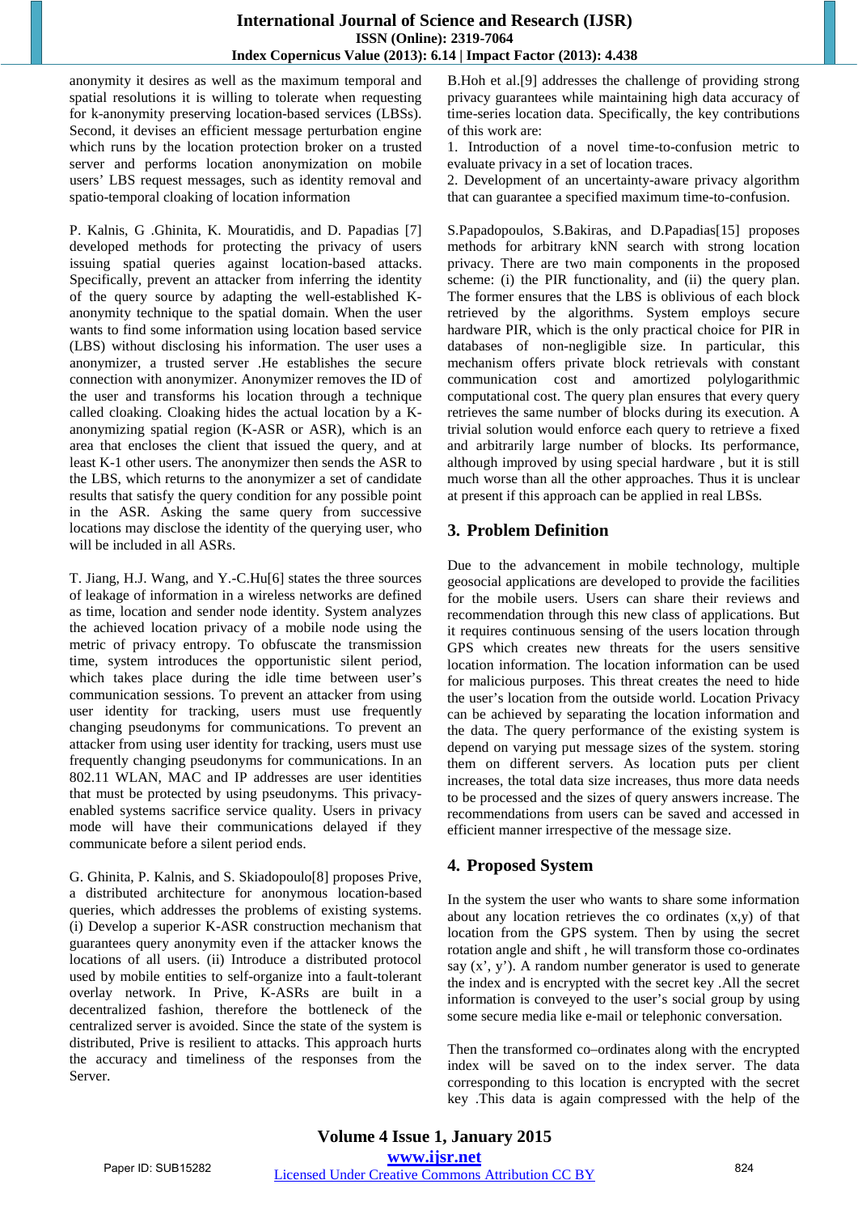anonymity it desires as well as the maximum temporal and spatial resolutions it is willing to tolerate when requesting for k-anonymity preserving location-based services (LBSs). Second, it devises an efficient message perturbation engine which runs by the location protection broker on a trusted server and performs location anonymization on mobile users' LBS request messages, such as identity removal and spatio-temporal cloaking of location information

P. Kalnis, G .Ghinita, K. Mouratidis, and D. Papadias [7] developed methods for protecting the privacy of users issuing spatial queries against location-based attacks. Specifically, prevent an attacker from inferring the identity of the query source by adapting the well-established K-anonymity technique to the spatial domain. When the user wants to find some information using location based service (LBS) without disclosing his information. The user uses a anonymizer, a trusted server .He establishes the secure connection with anonymizer. Anonymizer removes the ID of the user and transforms his location through a technique called cloaking. Cloaking hides the actual location by a K-anonymizing spatial region (K-ASR or ASR), which is an area that encloses the client that issued the query, and at least K-1 other users. The anonymizer then sends the ASR to the LBS, which returns to the anonymizer a set of candidate results that satisfy the query condition for any possible point in the ASR. Asking the same query from successive locations may disclose the identity of the querying user, who will be included in all ASRs.

T. Jiang, H.J. Wang, and Y.-C.Hu[6] states the three sources of leakage of information in a wireless networks are defined as time, location and sender node identity. System analyzes the achieved location privacy of a mobile node using the metric of privacy entropy. To obfuscate the transmission time, system introduces the opportunistic silent period, which takes place during the idle time between user's communication sessions. To prevent an attacker from using user identity for tracking, users must use frequently changing pseudonyms for communications. To prevent an attacker from using user identity for tracking, users must use frequently changing pseudonyms for communications. In an 802.11 WLAN, MAC and IP addresses are user identities that must be protected by using pseudonyms. This privacy-enabled systems sacrifice service quality. Users in privacy mode will have their communications delayed if they communicate before a silent period ends.

G. Ghinita, P. Kalnis, and S. Skiadopoulo[8] proposes Prive, a distributed architecture for anonymous location-based queries, which addresses the problems of existing systems. (i) Develop a superior K-ASR construction mechanism that guarantees query anonymity even if the attacker knows the locations of all users. (ii) Introduce a distributed protocol used by mobile entities to self-organize into a fault-tolerant overlay network. In Prive, K-ASRs are built in a decentralized fashion, therefore the bottleneck of the centralized server is avoided. Since the state of the system is distributed, Prive is resilient to attacks. This approach hurts the accuracy and timeliness of the responses from the Server.

B.Hoh et al.[9] addresses the challenge of providing strong privacy guarantees while maintaining high data accuracy of time-series location data. Specifically, the key contributions of this work are:

1. Introduction of a novel time-to-confusion metric to evaluate privacy in a set of location traces.
2. Development of an uncertainty-aware privacy algorithm that can guarantee a specified maximum time-to-confusion.

S.Papadopoulos, S.Bakiras, and D.Papadias[15] proposes methods for arbitrary kNN search with strong location privacy. There are two main components in the proposed scheme: (i) the PIR functionality, and (ii) the query plan. The former ensures that the LBS is oblivious of each block retrieved by the algorithms. System employs secure hardware PIR, which is the only practical choice for PIR in databases of non-negligible size. In particular, this mechanism offers private block retrievals with constant communication cost and amortized polylogarithmic computational cost. The query plan ensures that every query retrieves the same number of blocks during its execution. A trivial solution would enforce each query to retrieve a fixed and arbitrarily large number of blocks. Its performance, although improved by using special hardware , but it is still much worse than all the other approaches. Thus it is unclear at present if this approach can be applied in real LBSs.

## 3. Problem Definition

Due to the advancement in mobile technology, multiple geosocial applications are developed to provide the facilities for the mobile users. Users can share their reviews and recommendation through this new class of applications. But it requires continuous sensing of the users location through GPS which creates new threats for the users sensitive location information. The location information can be used for malicious purposes. This threat creates the need to hide the user's location from the outside world. Location Privacy can be achieved by separating the location information and the data. The query performance of the existing system is depend on varying put message sizes of the system. storing them on different servers. As location puts per client increases, the total data size increases, thus more data needs to be processed and the sizes of query answers increase. The recommendations from users can be saved and accessed in efficient manner irrespective of the message size.

## 4. Proposed System

In the system the user who wants to share some information about any location retrieves the co ordinates (x,y) of that location from the GPS system. Then by using the secret rotation angle and shift , he will transform those co-ordinates say (x', y'). A random number generator is used to generate the index and is encrypted with the secret key .All the secret information is conveyed to the user's social group by using some secure media like e-mail or telephonic conversation.

Then the transformed co–ordinates along with the encrypted index will be saved on to the index server. The data corresponding to this location is encrypted with the secret key .This data is again compressed with the help of the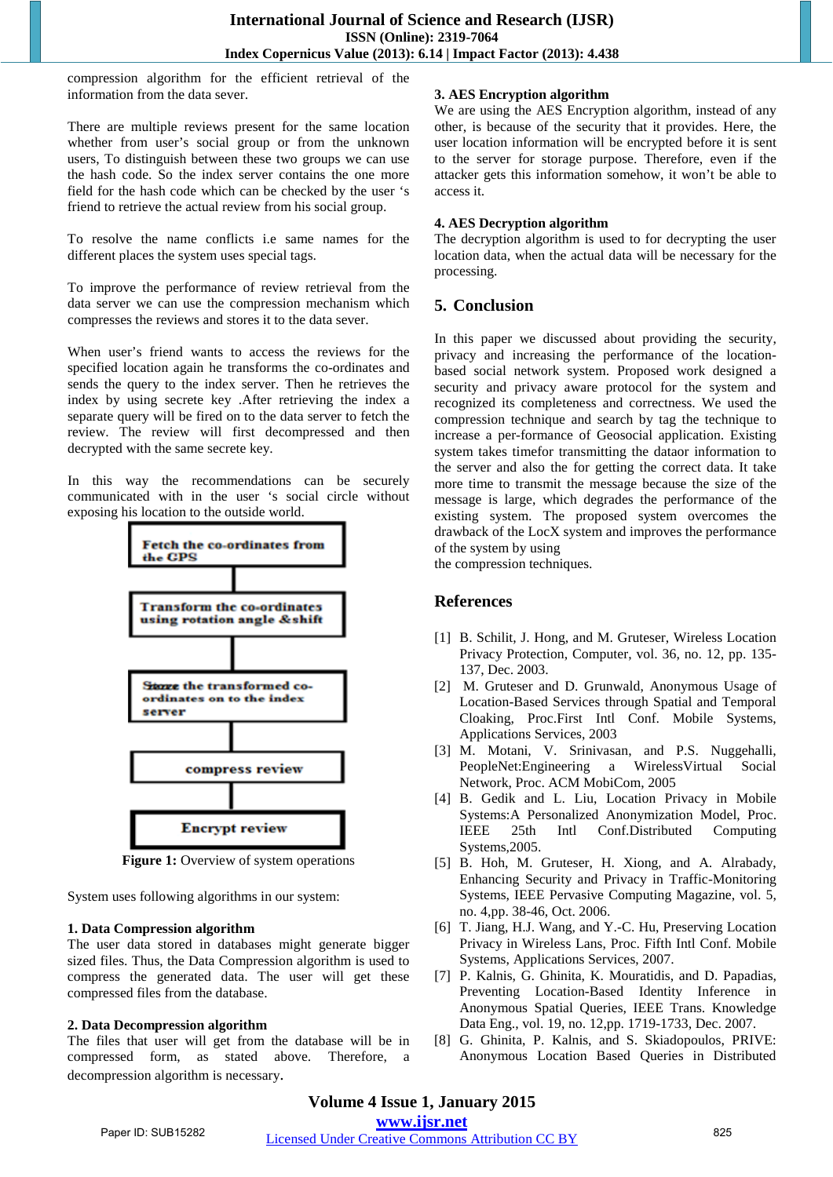compression algorithm for the efficient retrieval of the information from the data sever.

There are multiple reviews present for the same location whether from user's social group or from the unknown users, To distinguish between these two groups we can use the hash code. So the index server contains the one more field for the hash code which can be checked by the user 's friend to retrieve the actual review from his social group.

To resolve the name conflicts i.e same names for the different places the system uses special tags.

To improve the performance of review retrieval from the data server we can use the compression mechanism which compresses the reviews and stores it to the data sever.

When user's friend wants to access the reviews for the specified location again he transforms the co-ordinates and sends the query to the index server. Then he retrieves the index by using secrete key .After retrieving the index a separate query will be fired on to the data server to fetch the review. The review will first decompressed and then decrypted with the same secrete key.

In this way the recommendations can be securely communicated with in the user 's social circle without exposing his location to the outside world.

Fetch the co-ordinates from the GPS

Transform the co-ordinates using rotation angle &shift

Store the transformed co-ordinates on to the index server

compress review

Encrypt review

**Figure 1:** Overview of system operations

System uses following algorithms in our system:

**1. Data Compression algorithm**

The user data stored in databases might generate bigger sized files. Thus, the Data Compression algorithm is used to compress the generated data. The user will get these compressed files from the database.

**2. Data Decompression algorithm**

The files that user will get from the database will be in compressed form, as stated above. Therefore, a decompression algorithm is necessary.

**3. AES Encryption algorithm**

We are using the AES Encryption algorithm, instead of any other, is because of the security that it provides. Here, the user location information will be encrypted before it is sent to the server for storage purpose. Therefore, even if the attacker gets this information somehow, it won't be able to access it.

**4. AES Decryption algorithm**

The decryption algorithm is used to for decrypting the user location data, when the actual data will be necessary for the processing.

## 5. Conclusion

In this paper we discussed about providing the security, privacy and increasing the performance of the location-based social network system. Proposed work designed a security and privacy aware protocol for the system and recognized its completeness and correctness. We used the compression technique and search by tag the technique to increase a per-formance of Geosocial application. Existing system takes timefor transmitting the dataor information to the server and also the for getting the correct data. It take more time to transmit the message because the size of the message is large, which degrades the performance of the existing system. The proposed system overcomes the drawback of the LocX system and improves the performance of the system by using
the compression techniques.

## References

[1] B. Schilit, J. Hong, and M. Gruteser, Wireless Location Privacy Protection, Computer, vol. 36, no. 12, pp. 135-137, Dec. 2003.

[2] M. Gruteser and D. Grunwald, Anonymous Usage of Location-Based Services through Spatial and Temporal Cloaking, Proc.First Intl Conf. Mobile Systems, Applications Services, 2003

[3] M. Motani, V. Srinivasan, and P.S. Nuggehalli, PeopleNet:Engineering a WirelessVirtual Social Network, Proc. ACM MobiCom, 2005

[4] B. Gedik and L. Liu, Location Privacy in Mobile Systems:A Personalized Anonymization Model, Proc. IEEE 25th Intl Conf.Distributed Computing Systems,2005.

[5] B. Hoh, M. Gruteser, H. Xiong, and A. Alrabady, Enhancing Security and Privacy in Traffic-Monitoring Systems, IEEE Pervasive Computing Magazine, vol. 5, no. 4,pp. 38-46, Oct. 2006.

[6] T. Jiang, H.J. Wang, and Y.-C. Hu, Preserving Location Privacy in Wireless Lans, Proc. Fifth Intl Conf. Mobile Systems, Applications Services, 2007.

[7] P. Kalnis, G. Ghinita, K. Mouratidis, and D. Papadias, Preventing Location-Based Identity Inference in Anonymous Spatial Queries, IEEE Trans. Knowledge Data Eng., vol. 19, no. 12,pp. 1719-1733, Dec. 2007.

[8] G. Ghinita, P. Kalnis, and S. Skiadopoulos, PRIVE: Anonymous Location Based Queries in Distributed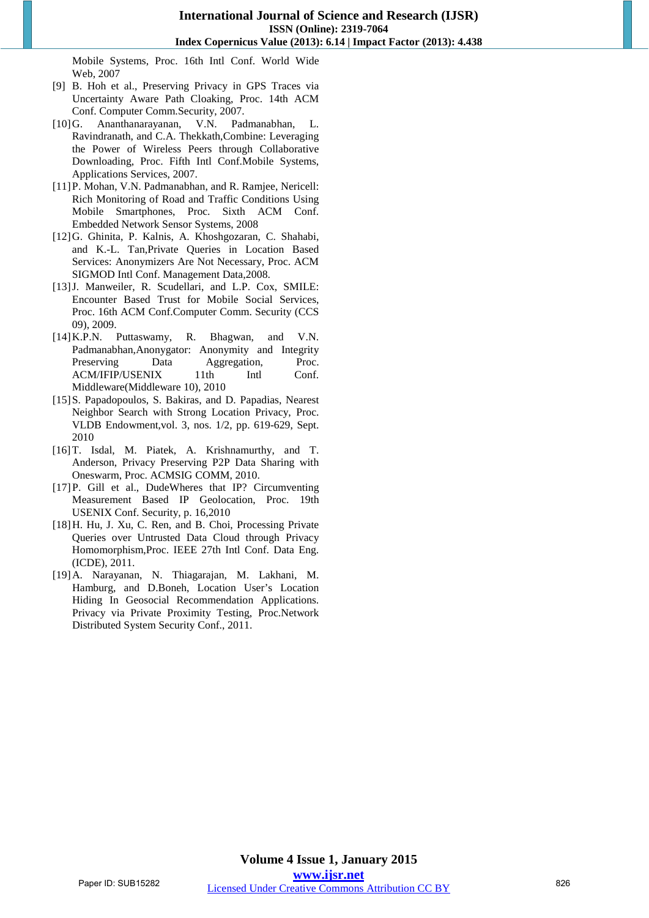Mobile Systems, Proc. 16th Intl Conf. World Wide Web, 2007

[9] B. Hoh et al., Preserving Privacy in GPS Traces via Uncertainty Aware Path Cloaking, Proc. 14th ACM Conf. Computer Comm.Security, 2007.

[10] G. Ananthanarayanan, V.N. Padmanabhan, L. Ravindranath, and C.A. Thekkath,Combine: Leveraging the Power of Wireless Peers through Collaborative Downloading, Proc. Fifth Intl Conf.Mobile Systems, Applications Services, 2007.

[11] P. Mohan, V.N. Padmanabhan, and R. Ramjee, Nericell: Rich Monitoring of Road and Traffic Conditions Using Mobile Smartphones, Proc. Sixth ACM Conf. Embedded Network Sensor Systems, 2008

[12] G. Ghinita, P. Kalnis, A. Khoshgozaran, C. Shahabi, and K.-L. Tan,Private Queries in Location Based Services: Anonymizers Are Not Necessary, Proc. ACM SIGMOD Intl Conf. Management Data,2008.

[13] J. Manweiler, R. Scudellari, and L.P. Cox, SMILE: Encounter Based Trust for Mobile Social Services, Proc. 16th ACM Conf.Computer Comm. Security (CCS 09), 2009.

[14] K.P.N. Puttaswamy, R. Bhagwan, and V.N. Padmanabhan,Anonygator: Anonymity and Integrity Preserving Data Aggregation, Proc. ACM/IFIP/USENIX 11th Intl Conf. Middleware(Middleware 10), 2010

[15] S. Papadopoulos, S. Bakiras, and D. Papadias, Nearest Neighbor Search with Strong Location Privacy, Proc. VLDB Endowment,vol. 3, nos. 1/2, pp. 619-629, Sept. 2010

[16] T. Isdal, M. Piatek, A. Krishnamurthy, and T. Anderson, Privacy Preserving P2P Data Sharing with Oneswarm, Proc. ACMSIG COMM, 2010.

[17] P. Gill et al., DudeWheres that IP? Circumventing Measurement Based IP Geolocation, Proc. 19th USENIX Conf. Security, p. 16,2010

[18] H. Hu, J. Xu, C. Ren, and B. Choi, Processing Private Queries over Untrusted Data Cloud through Privacy Homomorphism,Proc. IEEE 27th Intl Conf. Data Eng. (ICDE), 2011.

[19] A. Narayanan, N. Thiagarajan, M. Lakhani, M. Hamburg, and D.Boneh, Location User's Location Hiding In Geosocial Recommendation Applications. Privacy via Private Proximity Testing, Proc.Network Distributed System Security Conf., 2011.